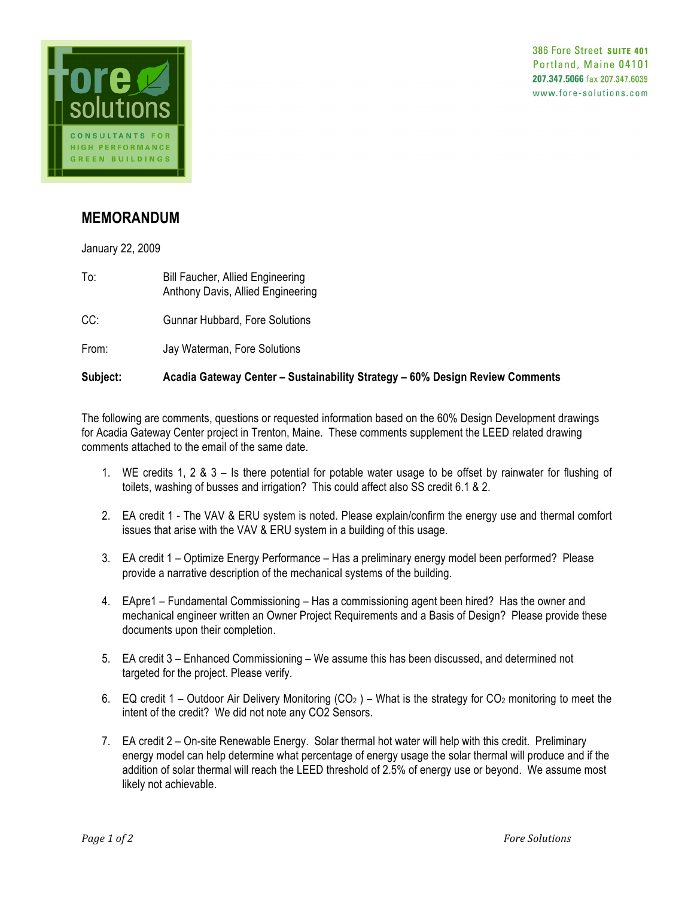386 Fore Street SUITE 401
Portland, Maine 04101
207.347.5066 fax 207.347.6039
www.fore-solutions.com

fore solutions
CONSULTANTS FOR HIGH PERFORMANCE GREEN BUILDINGS

## MEMORANDUM

January 22, 2009

To: Bill Faucher, Allied Engineering
Anthony Davis, Allied Engineering

CC: Gunnar Hubbard, Fore Solutions

From: Jay Waterman, Fore Solutions

**Subject: Acadia Gateway Center – Sustainability Strategy – 60% Design Review Comments**

The following are comments, questions or requested information based on the 60% Design Development drawings for Acadia Gateway Center project in Trenton, Maine. These comments supplement the LEED related drawing comments attached to the email of the same date.

1. WE credits 1, 2 & 3 – Is there potential for potable water usage to be offset by rainwater for flushing of toilets, washing of busses and irrigation? This could affect also SS credit 6.1 & 2.

2. EA credit 1 - The VAV & ERU system is noted. Please explain/confirm the energy use and thermal comfort issues that arise with the VAV & ERU system in a building of this usage.

3. EA credit 1 – Optimize Energy Performance – Has a preliminary energy model been performed? Please provide a narrative description of the mechanical systems of the building.

4. EApre1 – Fundamental Commissioning – Has a commissioning agent been hired? Has the owner and mechanical engineer written an Owner Project Requirements and a Basis of Design? Please provide these documents upon their completion.

5. EA credit 3 – Enhanced Commissioning – We assume this has been discussed, and determined not targeted for the project. Please verify.

6. EQ credit 1 – Outdoor Air Delivery Monitoring ($CO_2$ ) – What is the strategy for $CO_2$ monitoring to meet the intent of the credit? We did not note any CO2 Sensors.

7. EA credit 2 – On-site Renewable Energy. Solar thermal hot water will help with this credit. Preliminary energy model can help determine what percentage of energy usage the solar thermal will produce and if the addition of solar thermal will reach the LEED threshold of 2.5% of energy use or beyond. We assume most likely not achievable.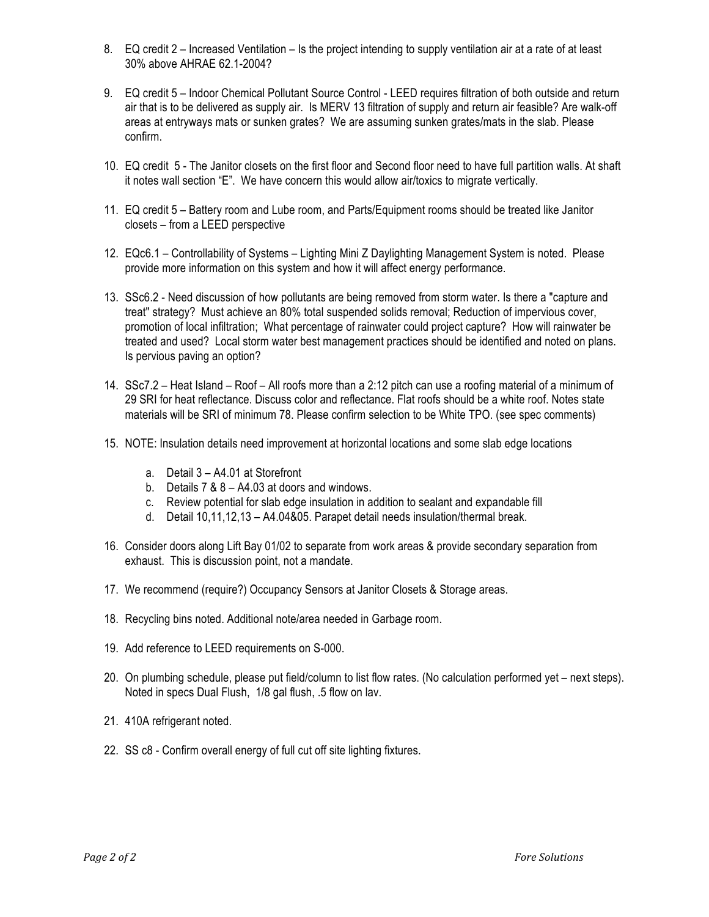8. EQ credit 2 – Increased Ventilation – Is the project intending to supply ventilation air at a rate of at least 30% above AHRAE 62.1-2004?

9. EQ credit 5 – Indoor Chemical Pollutant Source Control - LEED requires filtration of both outside and return air that is to be delivered as supply air. Is MERV 13 filtration of supply and return air feasible? Are walk-off areas at entryways mats or sunken grates? We are assuming sunken grates/mats in the slab. Please confirm.

10. EQ credit 5 - The Janitor closets on the first floor and Second floor need to have full partition walls. At shaft it notes wall section "E". We have concern this would allow air/toxics to migrate vertically.

11. EQ credit 5 – Battery room and Lube room, and Parts/Equipment rooms should be treated like Janitor closets – from a LEED perspective

12. EQc6.1 – Controllability of Systems – Lighting Mini Z Daylighting Management System is noted. Please provide more information on this system and how it will affect energy performance.

13. SSc6.2 - Need discussion of how pollutants are being removed from storm water. Is there a "capture and treat" strategy? Must achieve an 80% total suspended solids removal; Reduction of impervious cover, promotion of local infiltration; What percentage of rainwater could project capture? How will rainwater be treated and used? Local storm water best management practices should be identified and noted on plans. Is pervious paving an option?

14. SSc7.2 – Heat Island – Roof – All roofs more than a 2:12 pitch can use a roofing material of a minimum of 29 SRI for heat reflectance. Discuss color and reflectance. Flat roofs should be a white roof. Notes state materials will be SRI of minimum 78. Please confirm selection to be White TPO. (see spec comments)

15. NOTE: Insulation details need improvement at horizontal locations and some slab edge locations
    a. Detail 3 – A4.01 at Storefront
    b. Details 7 & 8 – A4.03 at doors and windows.
    c. Review potential for slab edge insulation in addition to sealant and expandable fill
    d. Detail 10,11,12,13 – A4.04&05. Parapet detail needs insulation/thermal break.

16. Consider doors along Lift Bay 01/02 to separate from work areas & provide secondary separation from exhaust. This is discussion point, not a mandate.

17. We recommend (require?) Occupancy Sensors at Janitor Closets & Storage areas.

18. Recycling bins noted. Additional note/area needed in Garbage room.

19. Add reference to LEED requirements on S-000.

20. On plumbing schedule, please put field/column to list flow rates. (No calculation performed yet – next steps). Noted in specs Dual Flush, 1/8 gal flush, .5 flow on lav.

21. 410A refrigerant noted.

22. SS c8 - Confirm overall energy of full cut off site lighting fixtures.